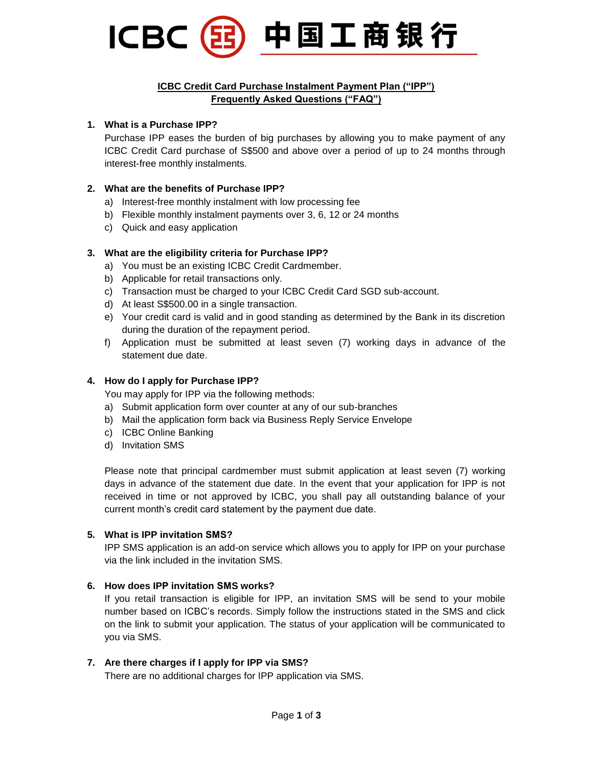ICBC 中国工商银行

# ICBC Credit Card Purchase Instalment Payment Plan ("IPP")
## Frequently Asked Questions ("FAQ")

**1. What is a Purchase IPP?**

Purchase IPP eases the burden of big purchases by allowing you to make payment of any ICBC Credit Card purchase of S$500 and above over a period of up to 24 months through interest-free monthly instalments.

**2. What are the benefits of Purchase IPP?**

a) Interest-free monthly instalment with low processing fee
b) Flexible monthly instalment payments over 3, 6, 12 or 24 months
c) Quick and easy application

**3. What are the eligibility criteria for Purchase IPP?**

a) You must be an existing ICBC Credit Cardmember.
b) Applicable for retail transactions only.
c) Transaction must be charged to your ICBC Credit Card SGD sub-account.
d) At least S$500.00 in a single transaction.
e) Your credit card is valid and in good standing as determined by the Bank in its discretion during the duration of the repayment period.
f) Application must be submitted at least seven (7) working days in advance of the statement due date.

**4. How do I apply for Purchase IPP?**

You may apply for IPP via the following methods:

a) Submit application form over counter at any of our sub-branches
b) Mail the application form back via Business Reply Service Envelope
c) ICBC Online Banking
d) Invitation SMS

Please note that principal cardmember must submit application at least seven (7) working days in advance of the statement due date. In the event that your application for IPP is not received in time or not approved by ICBC, you shall pay all outstanding balance of your current month's credit card statement by the payment due date.

**5. What is IPP invitation SMS?**

IPP SMS application is an add-on service which allows you to apply for IPP on your purchase via the link included in the invitation SMS.

**6. How does IPP invitation SMS works?**

If you retail transaction is eligible for IPP, an invitation SMS will be send to your mobile number based on ICBC's records. Simply follow the instructions stated in the SMS and click on the link to submit your application. The status of your application will be communicated to you via SMS.

**7. Are there charges if I apply for IPP via SMS?**

There are no additional charges for IPP application via SMS.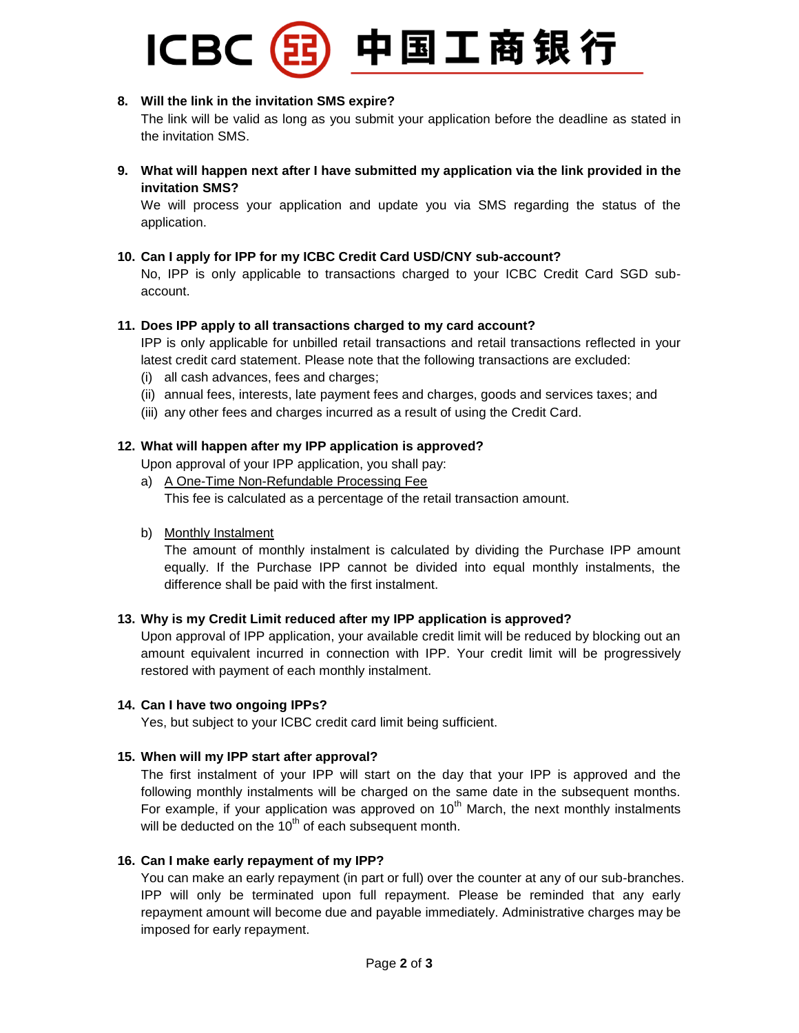**8. Will the link in the invitation SMS expire?**

The link will be valid as long as you submit your application before the deadline as stated in the invitation SMS.

**9. What will happen next after I have submitted my application via the link provided in the invitation SMS?**

We will process your application and update you via SMS regarding the status of the application.

**10. Can I apply for IPP for my ICBC Credit Card USD/CNY sub-account?**

No, IPP is only applicable to transactions charged to your ICBC Credit Card SGD sub-account.

**11. Does IPP apply to all transactions charged to my card account?**

IPP is only applicable for unbilled retail transactions and retail transactions reflected in your latest credit card statement. Please note that the following transactions are excluded:

(i) all cash advances, fees and charges;

(ii) annual fees, interests, late payment fees and charges, goods and services taxes; and

(iii) any other fees and charges incurred as a result of using the Credit Card.

**12. What will happen after my IPP application is approved?**

Upon approval of your IPP application, you shall pay:

a) A One-Time Non-Refundable Processing Fee

This fee is calculated as a percentage of the retail transaction amount.

b) Monthly Instalment

The amount of monthly instalment is calculated by dividing the Purchase IPP amount equally. If the Purchase IPP cannot be divided into equal monthly instalments, the difference shall be paid with the first instalment.

**13. Why is my Credit Limit reduced after my IPP application is approved?**

Upon approval of IPP application, your available credit limit will be reduced by blocking out an amount equivalent incurred in connection with IPP. Your credit limit will be progressively restored with payment of each monthly instalment.

**14. Can I have two ongoing IPPs?**

Yes, but subject to your ICBC credit card limit being sufficient.

**15. When will my IPP start after approval?**

The first instalment of your IPP will start on the day that your IPP is approved and the following monthly instalments will be charged on the same date in the subsequent months. For example, if your application was approved on 10th March, the next monthly instalments will be deducted on the 10th of each subsequent month.

**16. Can I make early repayment of my IPP?**

You can make an early repayment (in part or full) over the counter at any of our sub-branches. IPP will only be terminated upon full repayment. Please be reminded that any early repayment amount will become due and payable immediately. Administrative charges may be imposed for early repayment.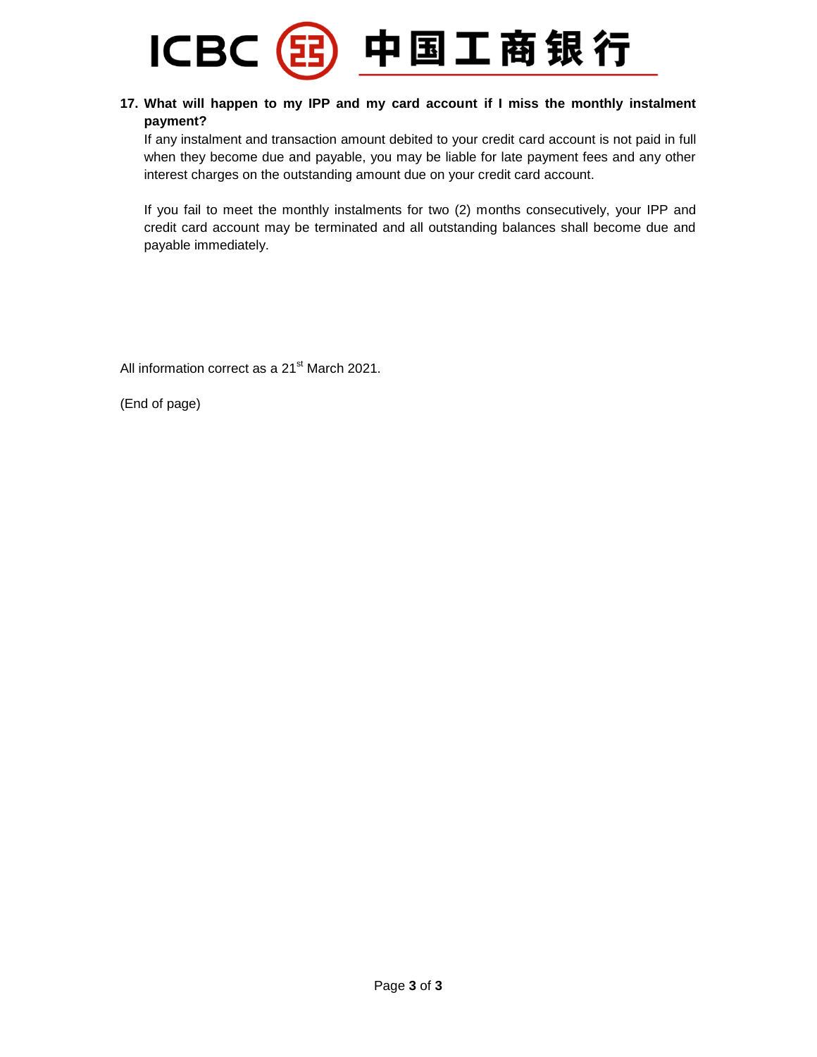**17. What will happen to my IPP and my card account if I miss the monthly instalment payment?**

If any instalment and transaction amount debited to your credit card account is not paid in full when they become due and payable, you may be liable for late payment fees and any other interest charges on the outstanding amount due on your credit card account.

If you fail to meet the monthly instalments for two (2) months consecutively, your IPP and credit card account may be terminated and all outstanding balances shall become due and payable immediately.

All information correct as a 21st March 2021.

(End of page)